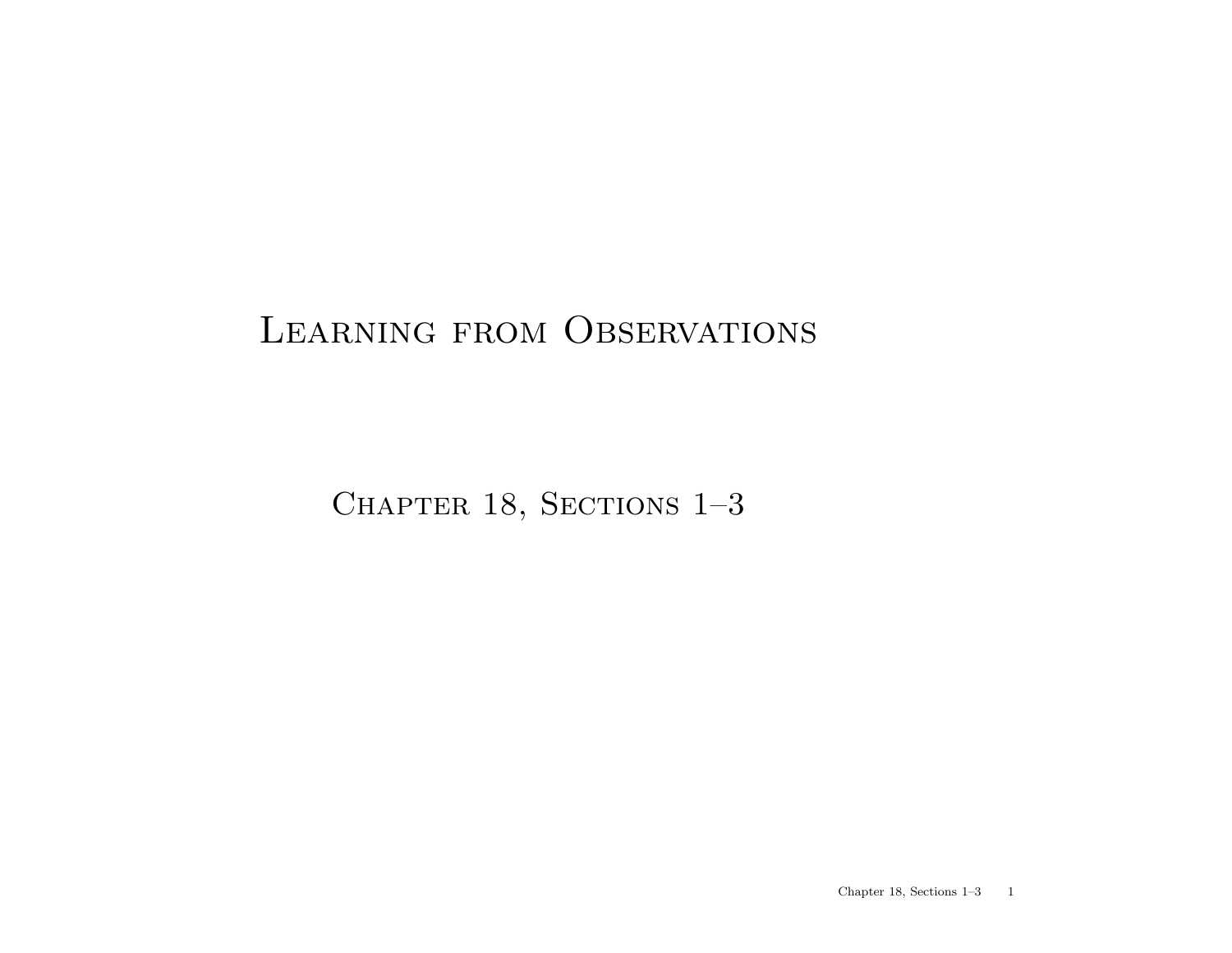# Learning from Observations

## Chapter 18, Sections 1–3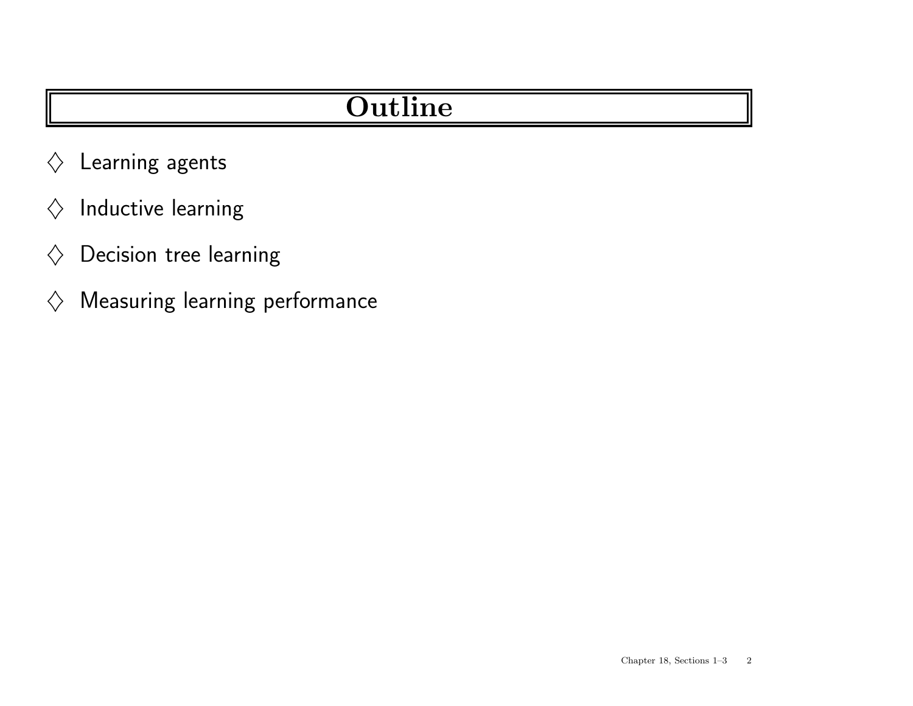# Outline

- ♢ Learning agents
- ♢ Inductive learning
- ♢ Decision tree learning
- ♢ Measuring learning performance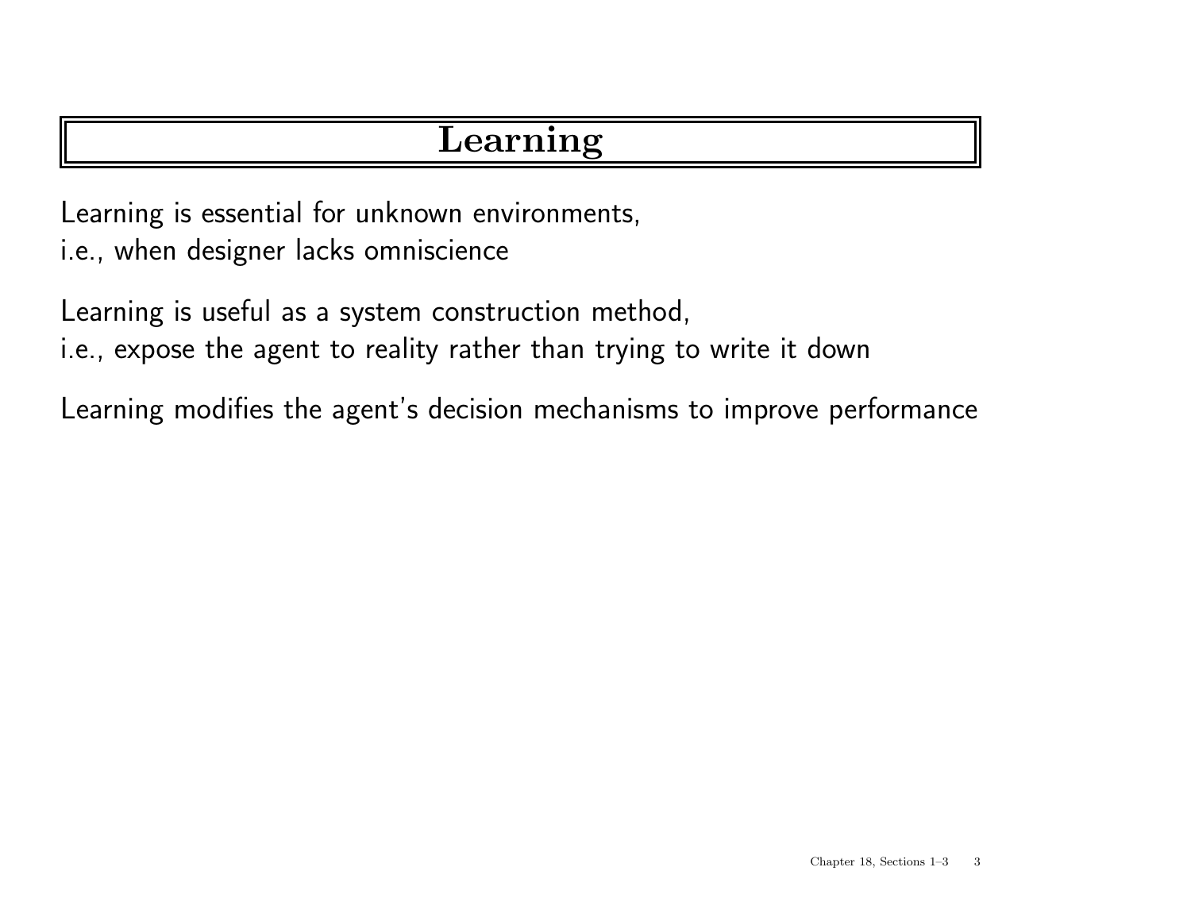# Learning

Learning is essential for unknown environments,
i.e., when designer lacks omniscience

Learning is useful as a system construction method,
i.e., expose the agent to reality rather than trying to write it down

Learning modifies the agent's decision mechanisms to improve performance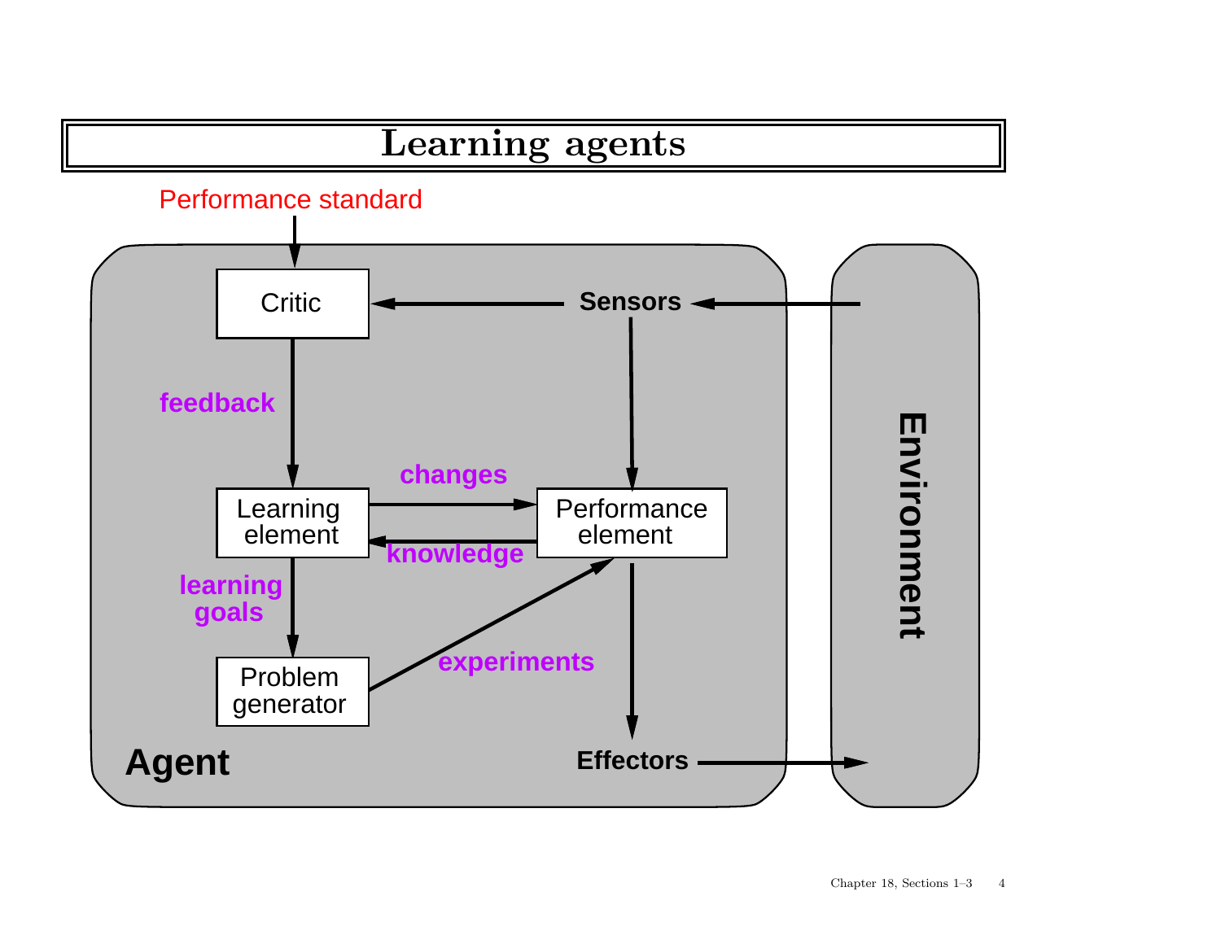# Learning agents

Performance standard

Critic

Sensors

feedback

changes

Learning element

knowledge

Performance element

learning goals

Problem generator

experiments

Effectors

Agent

Environment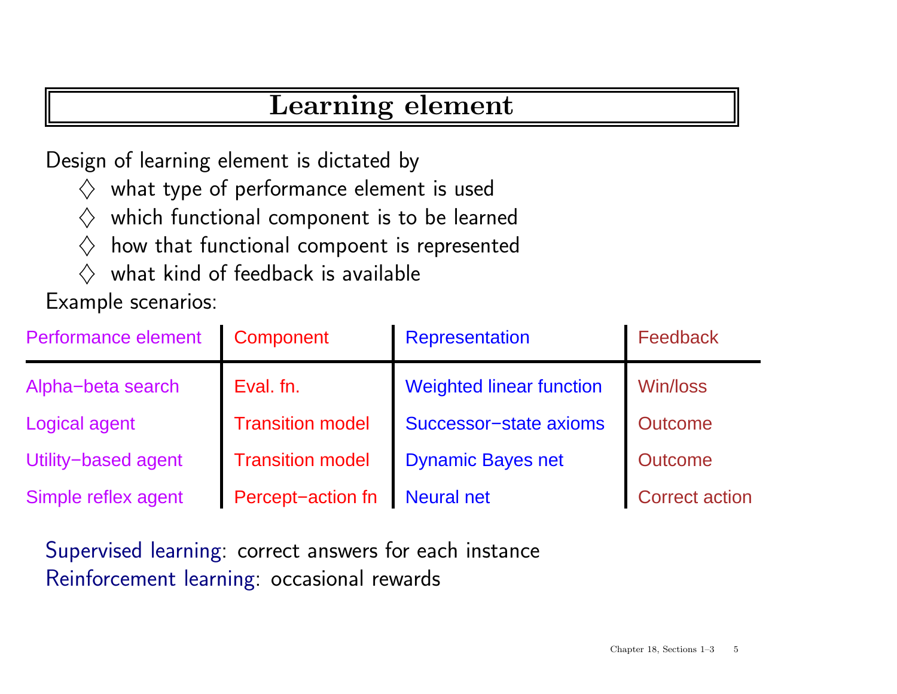# Learning element

Design of learning element is dictated by

- ♢ what type of performance element is used
- ♢ which functional component is to be learned
- ♢ how that functional compoent is represented
- ♢ what kind of feedback is available

Example scenarios:

| Performance element | Component | Representation | Feedback |
|---|---|---|---|
| Alpha−beta search | Eval. fn. | Weighted linear function | Win/loss |
| Logical agent | Transition model | Successor−state axioms | Outcome |
| Utility−based agent | Transition model | Dynamic Bayes net | Outcome |
| Simple reflex agent | Percept−action fn | Neural net | Correct action |

Supervised learning: correct answers for each instance
Reinforcement learning: occasional rewards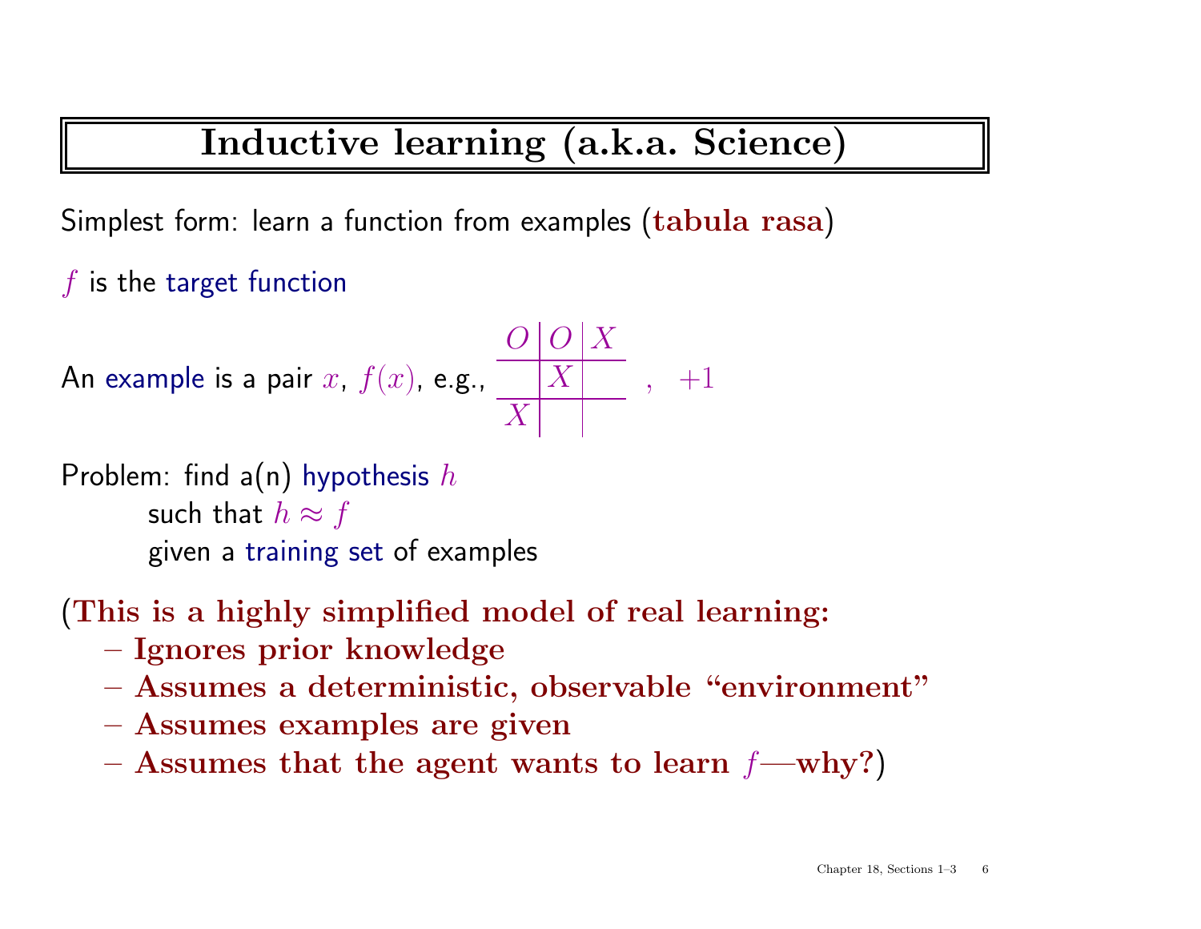# Inductive learning (a.k.a. Science)

Simplest form: learn a function from examples (**tabula rasa**)

$f$ is the target function

An example is a pair $x$, $f(x)$, e.g.,

| O | O | X |
|---|---|---|
|   | X |   |
| X |   |   |

, $+1$

Problem: find a(n) hypothesis $h$
  such that $h \approx f$
  given a training set of examples

**(This is a highly simplified model of real learning:**
- **Ignores prior knowledge**
- **Assumes a deterministic, observable "environment"**
- **Assumes examples are given**
- **Assumes that the agent wants to learn $f$—why?)**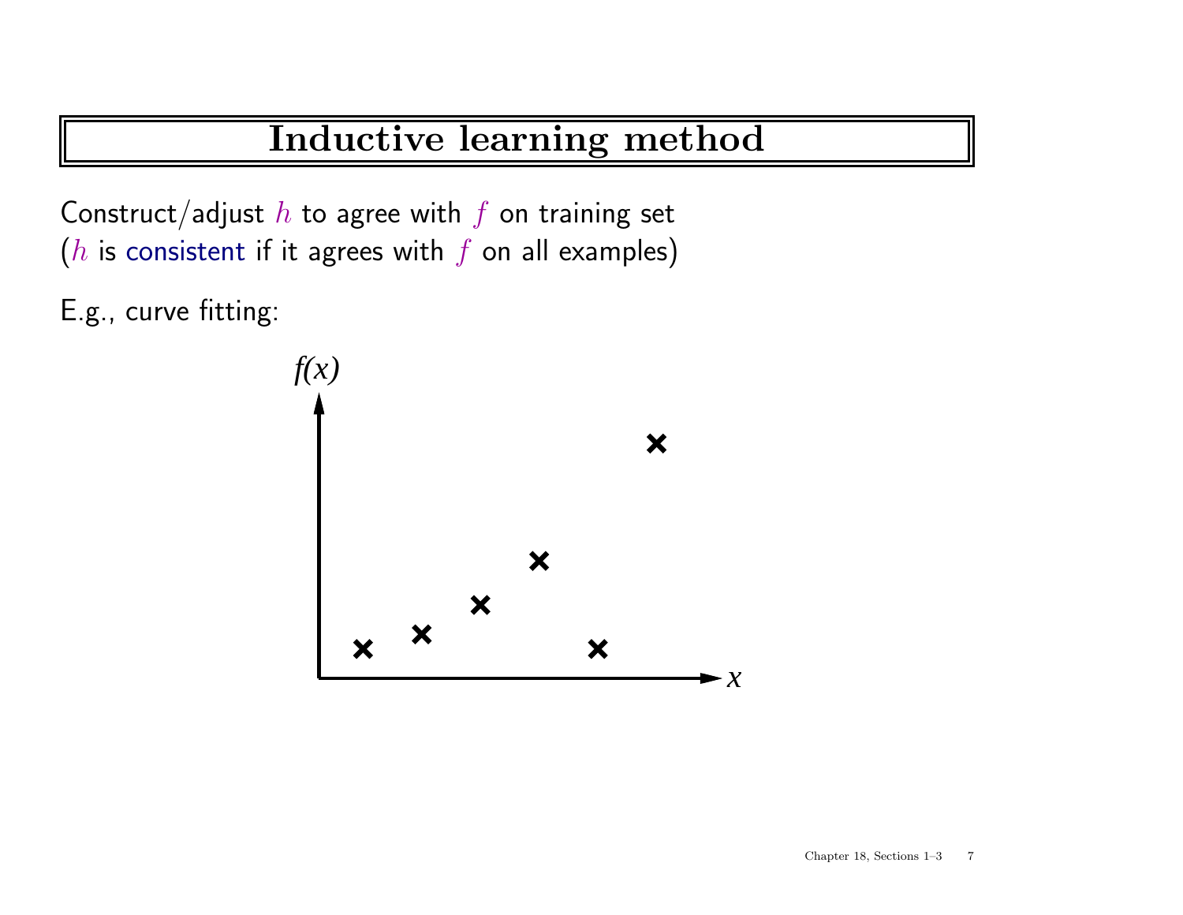# Inductive learning method

Construct/adjust $h$ to agree with $f$ on training set
($h$ is consistent if it agrees with $f$ on all examples)

E.g., curve fitting: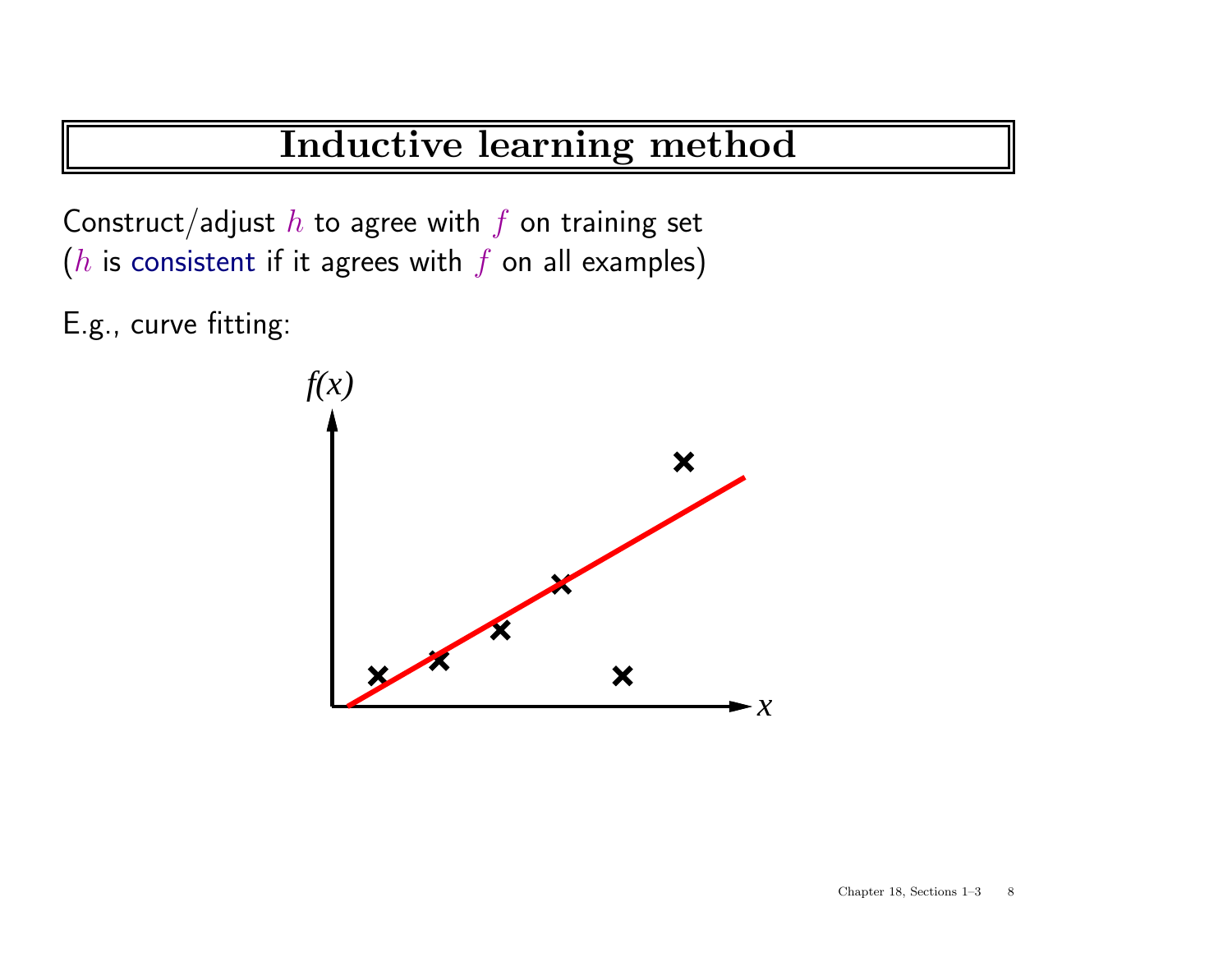# Inductive learning method

Construct/adjust $h$ to agree with $f$ on training set
($h$ is consistent if it agrees with $f$ on all examples)

E.g., curve fitting: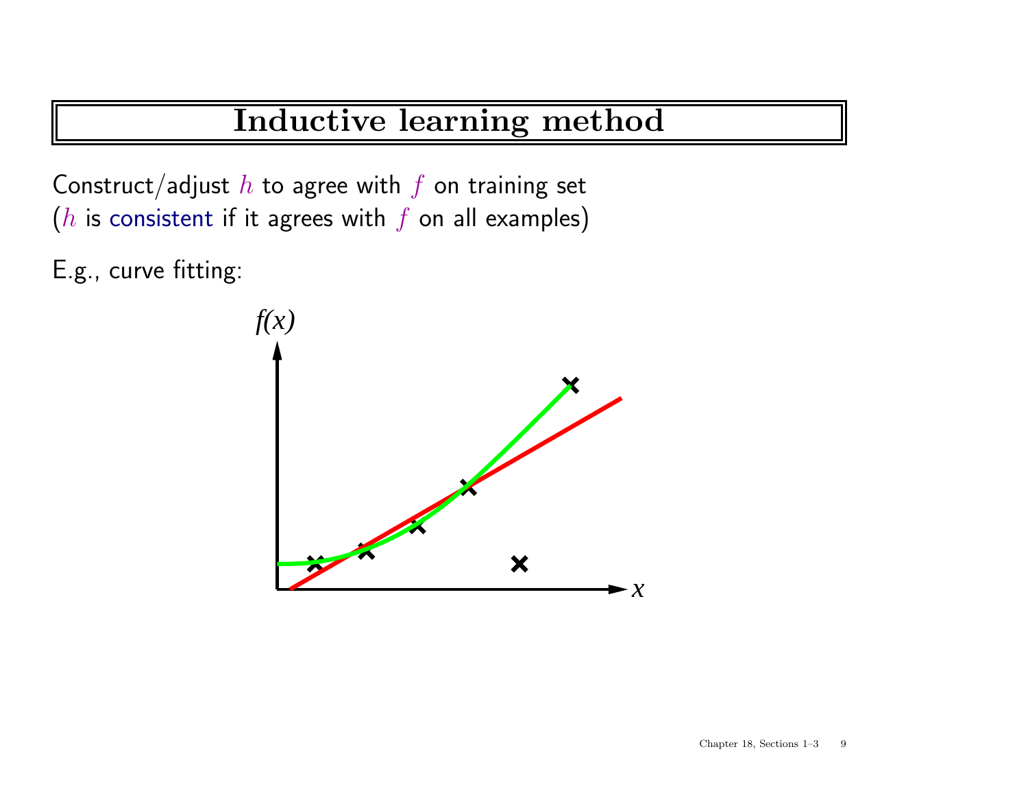# Inductive learning method

Construct/adjust $h$ to agree with $f$ on training set
($h$ is consistent if it agrees with $f$ on all examples)

E.g., curve fitting:

$f(x)$

$x$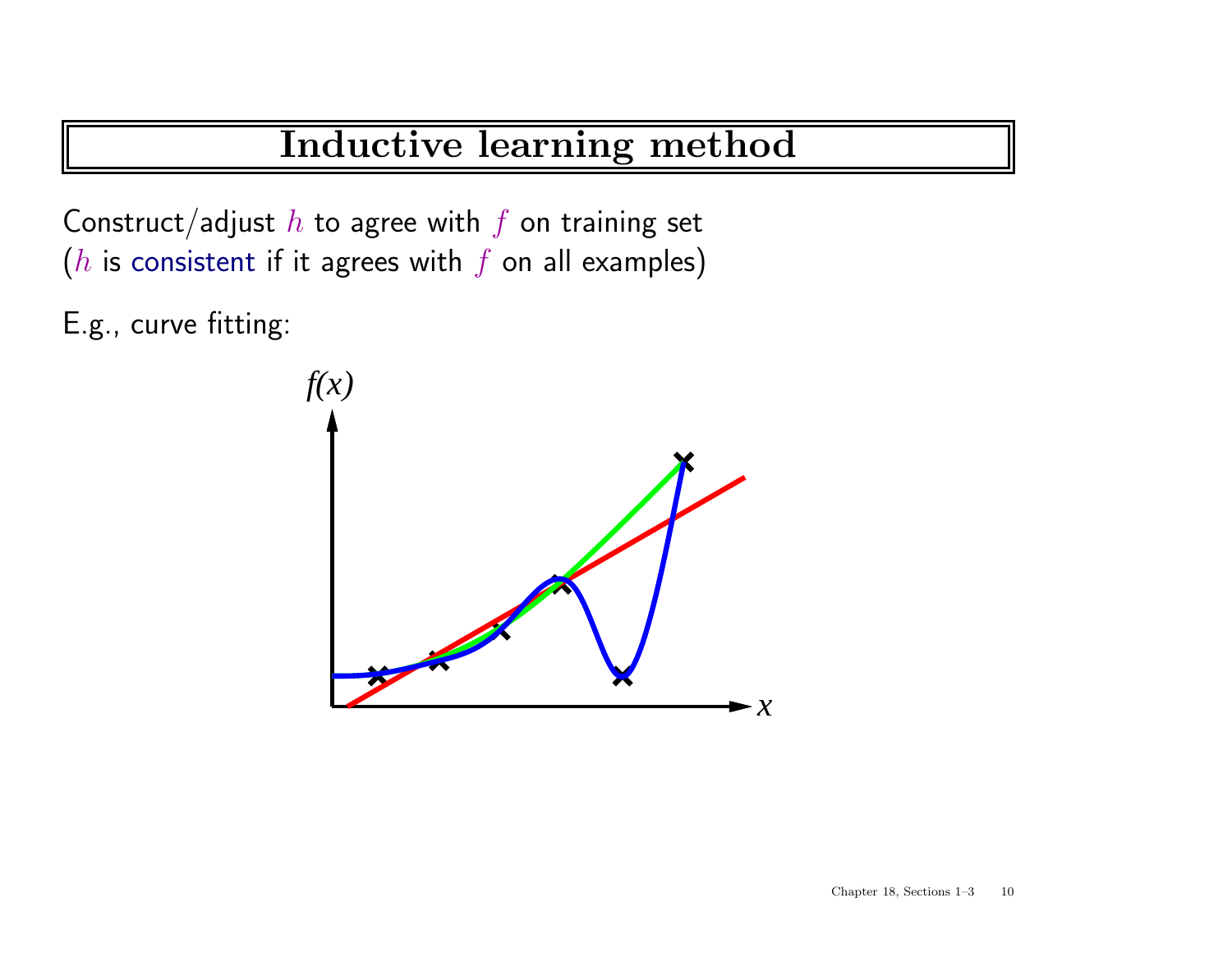# Inductive learning method

Construct/adjust $h$ to agree with $f$ on training set
($h$ is consistent if it agrees with $f$ on all examples)

E.g., curve fitting: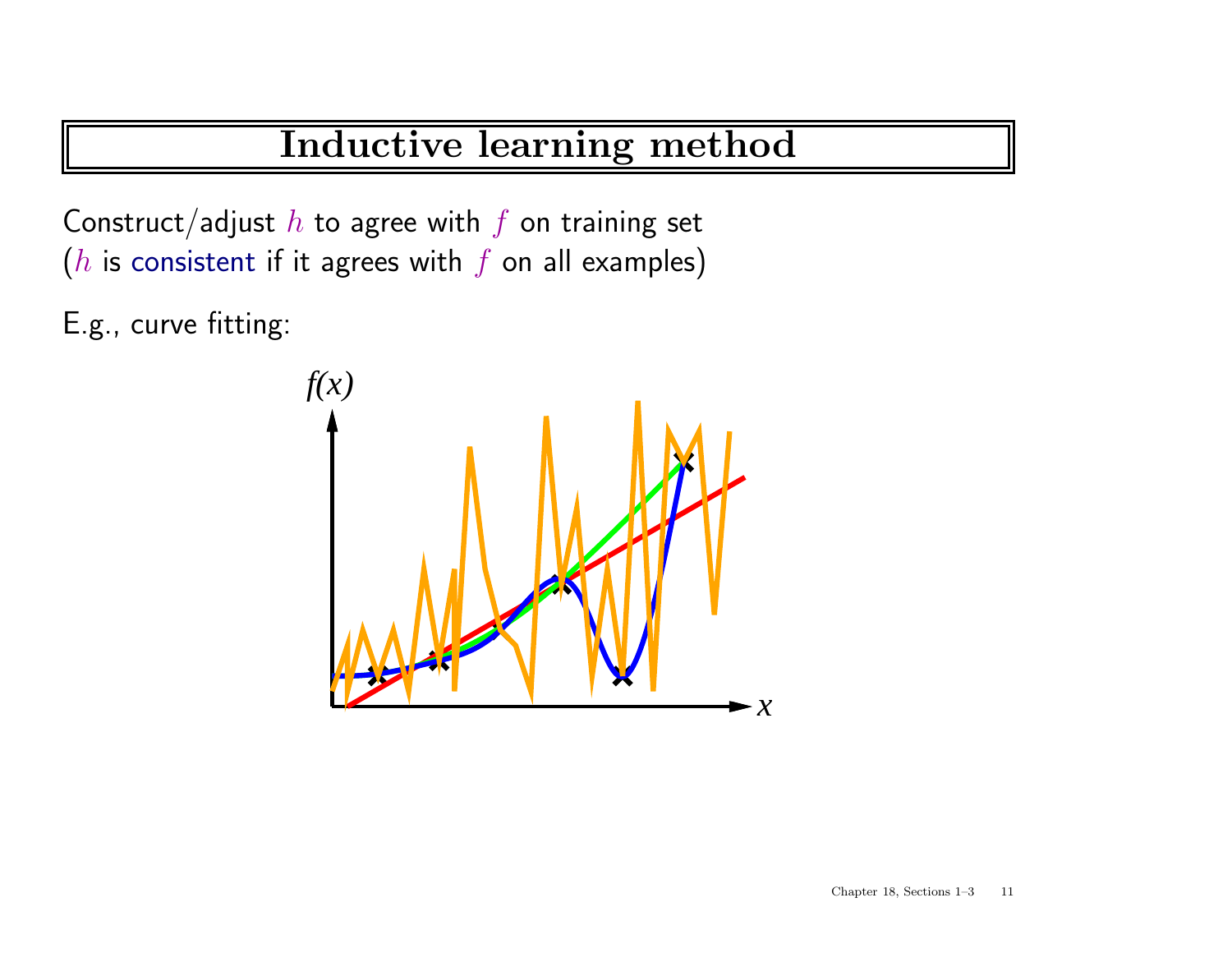# Inductive learning method

Construct/adjust $h$ to agree with $f$ on training set
($h$ is consistent if it agrees with $f$ on all examples)

E.g., curve fitting: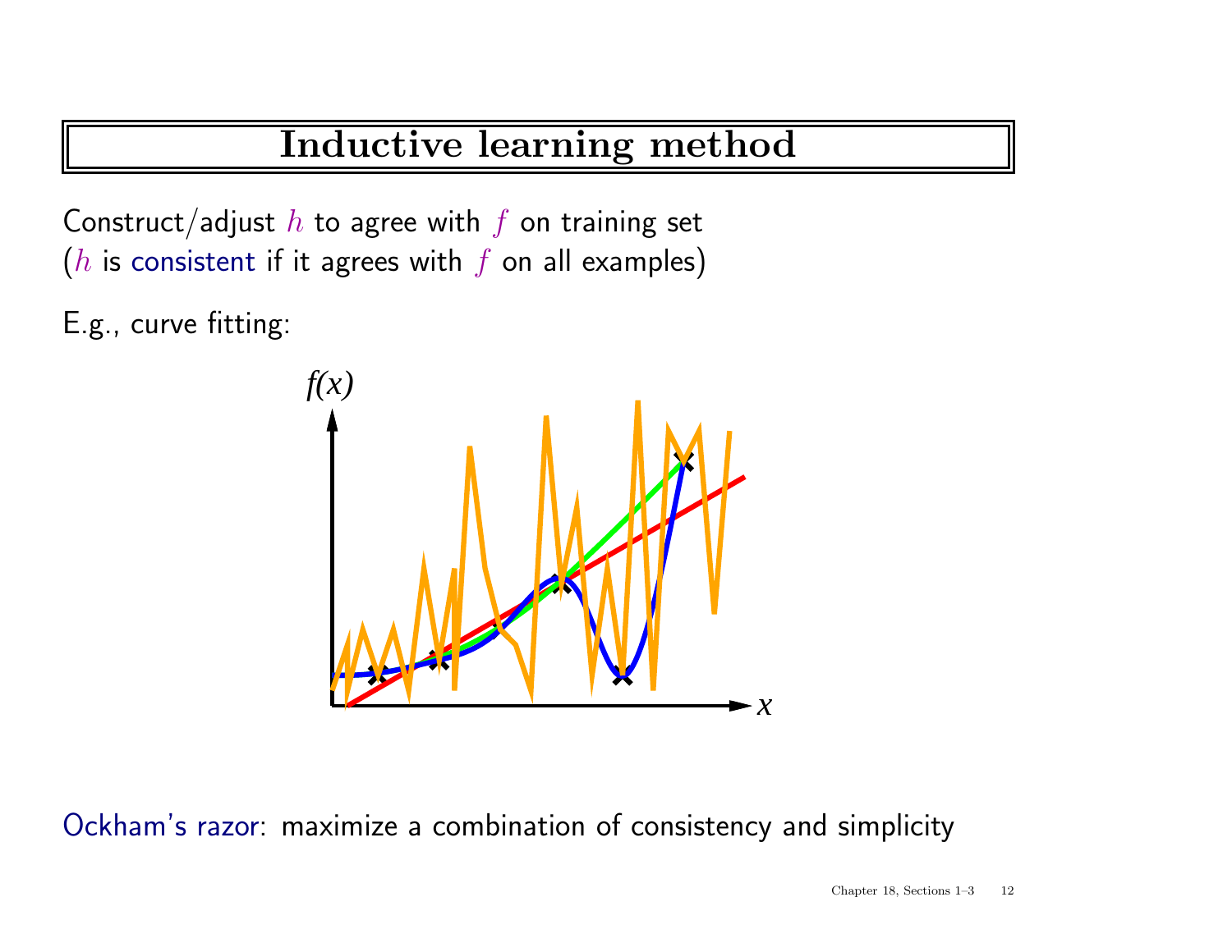# Inductive learning method

Construct/adjust $h$ to agree with $f$ on training set
($h$ is consistent if it agrees with $f$ on all examples)

E.g., curve fitting:

Ockham's razor: maximize a combination of consistency and simplicity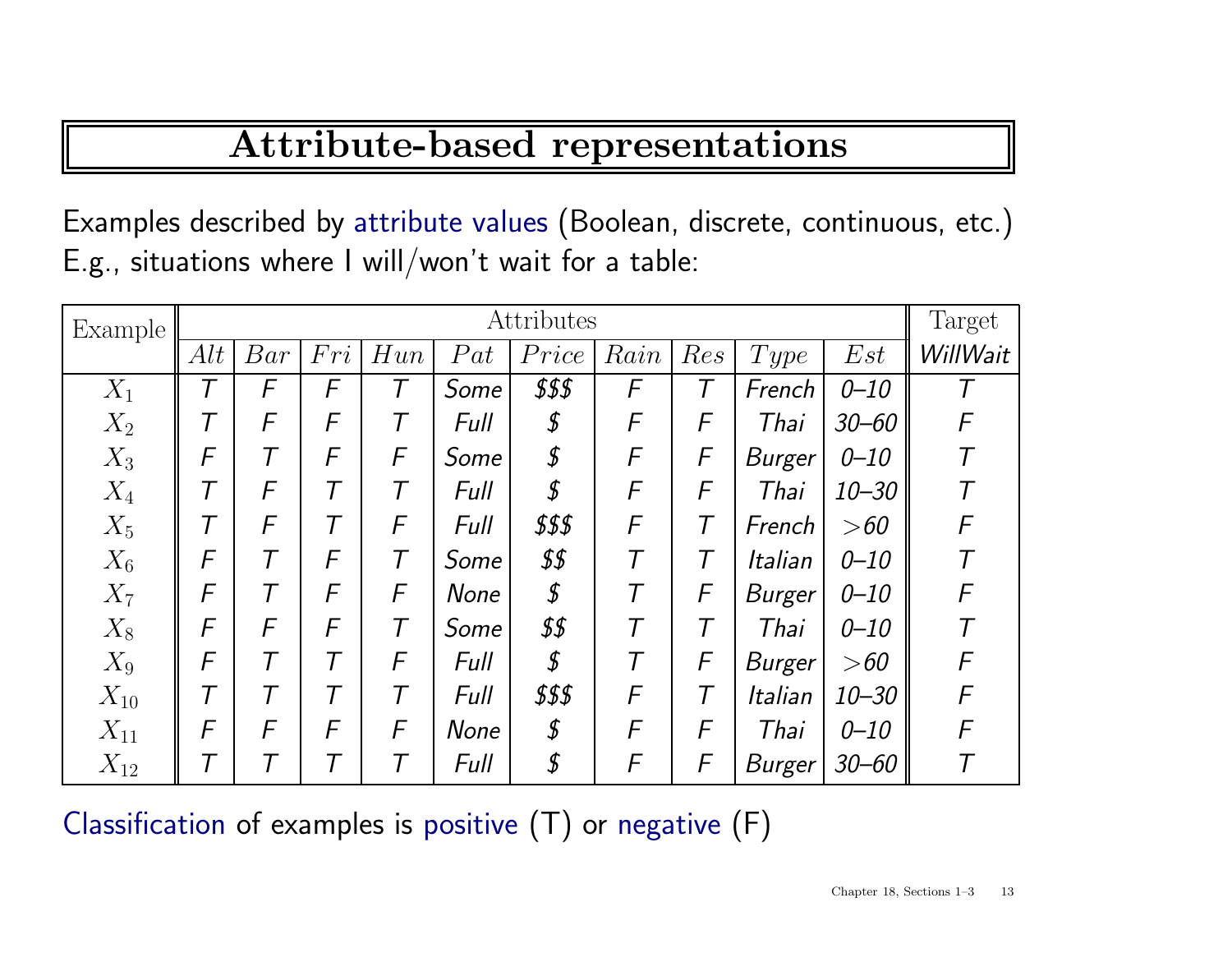# Attribute-based representations

Examples described by attribute values (Boolean, discrete, continuous, etc.)
E.g., situations where I will/won't wait for a table:

| Example | Attributes | | | | | | | | | | Target |
|---|---|---|---|---|---|---|---|---|---|---|---|
| | *Alt* | *Bar* | *Fri* | *Hun* | *Pat* | *Price* | *Rain* | *Res* | *Type* | *Est* | *WillWait* |
| $X_1$ | *T* | *F* | *F* | *T* | *Some* | *$$$* | *F* | *T* | *French* | *0–10* | *T* |
| $X_2$ | *T* | *F* | *F* | *T* | *Full* | *$* | *F* | *F* | *Thai* | *30–60* | *F* |
| $X_3$ | *F* | *T* | *F* | *F* | *Some* | *$* | *F* | *F* | *Burger* | *0–10* | *T* |
| $X_4$ | *T* | *F* | *T* | *T* | *Full* | *$* | *F* | *F* | *Thai* | *10–30* | *T* |
| $X_5$ | *T* | *F* | *T* | *F* | *Full* | *$$$* | *F* | *T* | *French* | *>60* | *F* |
| $X_6$ | *F* | *T* | *F* | *T* | *Some* | *$$* | *T* | *T* | *Italian* | *0–10* | *T* |
| $X_7$ | *F* | *T* | *F* | *F* | *None* | *$* | *T* | *F* | *Burger* | *0–10* | *F* |
| $X_8$ | *F* | *F* | *F* | *T* | *Some* | *$$* | *T* | *T* | *Thai* | *0–10* | *T* |
| $X_9$ | *F* | *T* | *T* | *F* | *Full* | *$* | *T* | *F* | *Burger* | *>60* | *F* |
| $X_{10}$ | *T* | *T* | *T* | *T* | *Full* | *$$$* | *F* | *T* | *Italian* | *10–30* | *F* |
| $X_{11}$ | *F* | *F* | *F* | *F* | *None* | *$* | *F* | *F* | *Thai* | *0–10* | *F* |
| $X_{12}$ | *T* | *T* | *T* | *T* | *Full* | *$* | *F* | *F* | *Burger* | *30–60* | *T* |

Classification of examples is positive (T) or negative (F)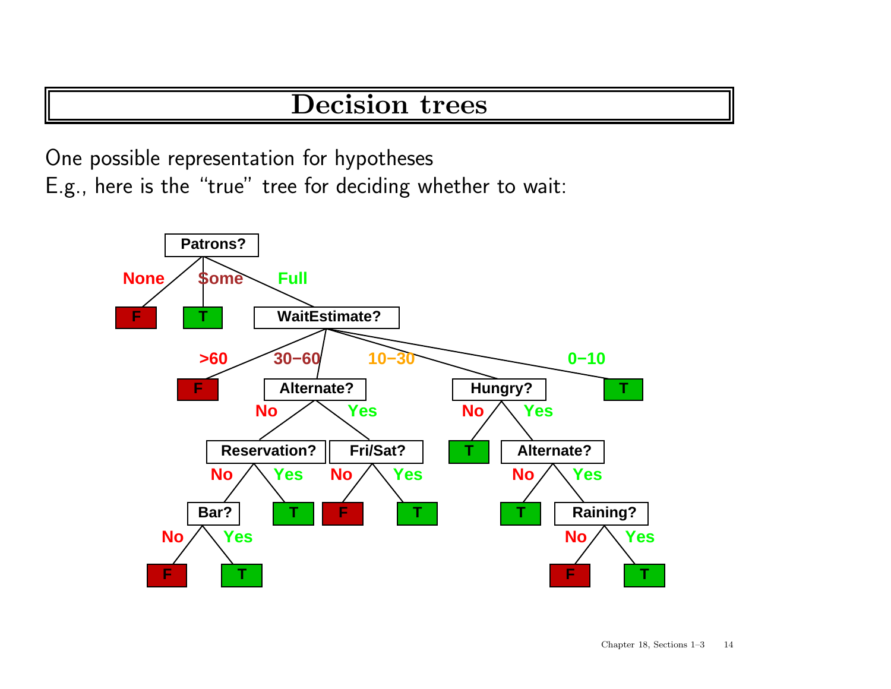# Decision trees

One possible representation for hypotheses
E.g., here is the "true" tree for deciding whether to wait:

- **Patrons?**
  - None → F
  - Some → T
  - Full → **WaitEstimate?**
    - >60 → F
    - 30−60 → **Alternate?**
      - No → **Reservation?**
        - No → **Bar?**
          - No → F
          - Yes → T
        - Yes → T
      - Yes → **Fri/Sat?**
        - No → F
        - Yes → T
    - 10−30 → **Hungry?**
      - No → T
      - Yes → **Alternate?**
        - No → T
        - Yes → **Raining?**
          - No → F
          - Yes → T
    - 0−10 → T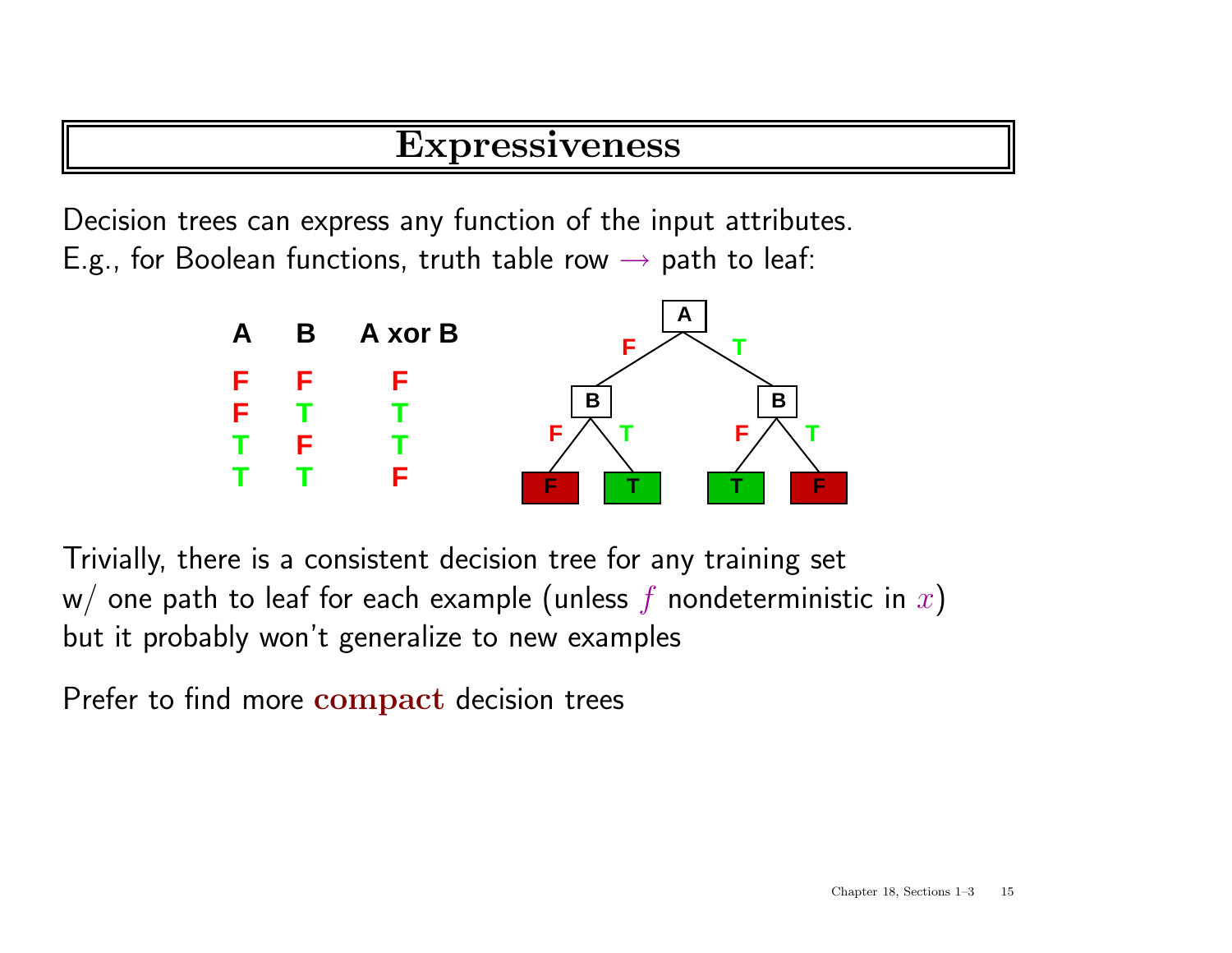# Expressiveness

Decision trees can express any function of the input attributes.
E.g., for Boolean functions, truth table row → path to leaf:

| A | B | A xor B |
|---|---|---|
| F | F | F |
| F | T | T |
| T | F | T |
| T | T | F |

Trivially, there is a consistent decision tree for any training set
w/ one path to leaf for each example (unless $f$ nondeterministic in $x$)
but it probably won't generalize to new examples

Prefer to find more **compact** decision trees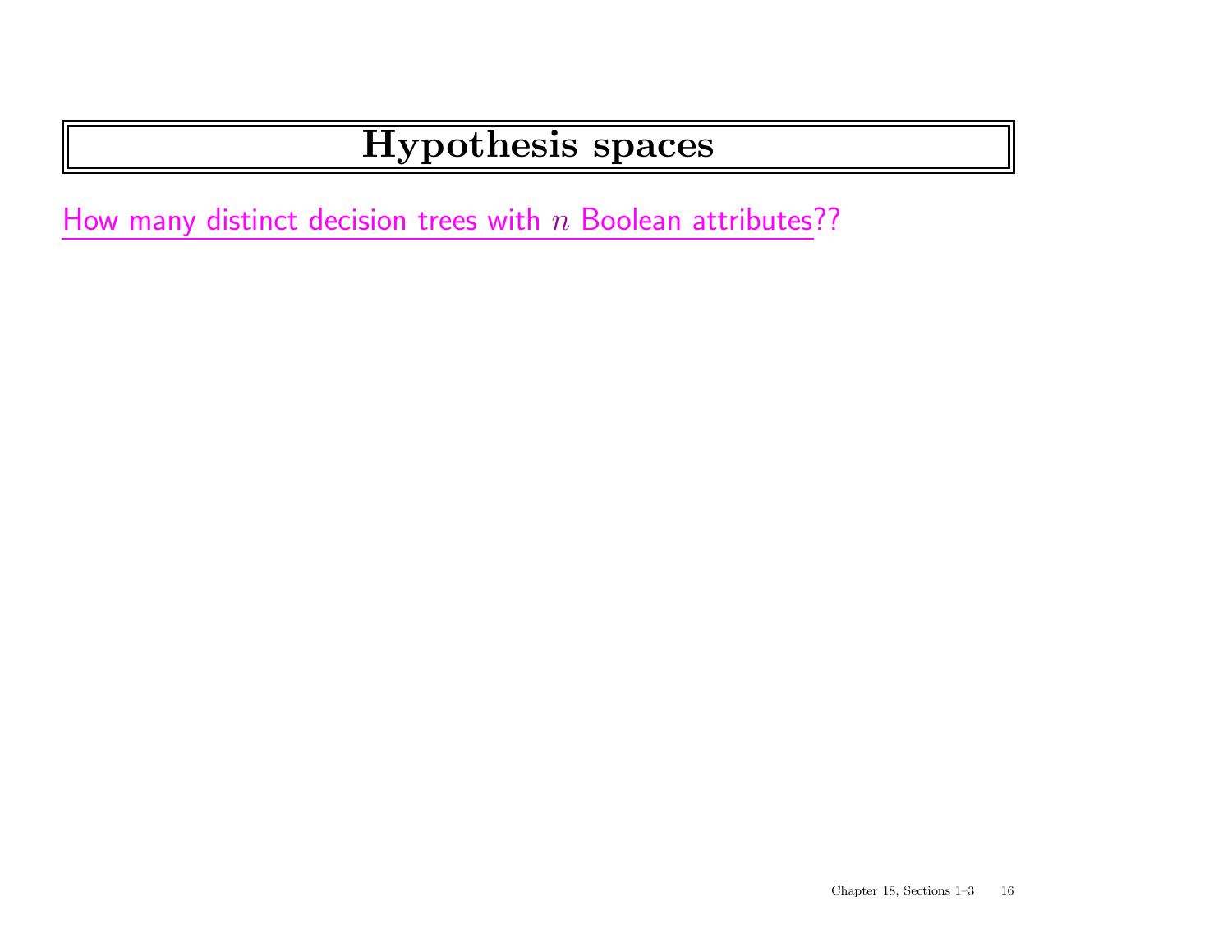# Hypothesis spaces

How many distinct decision trees with $n$ Boolean attributes??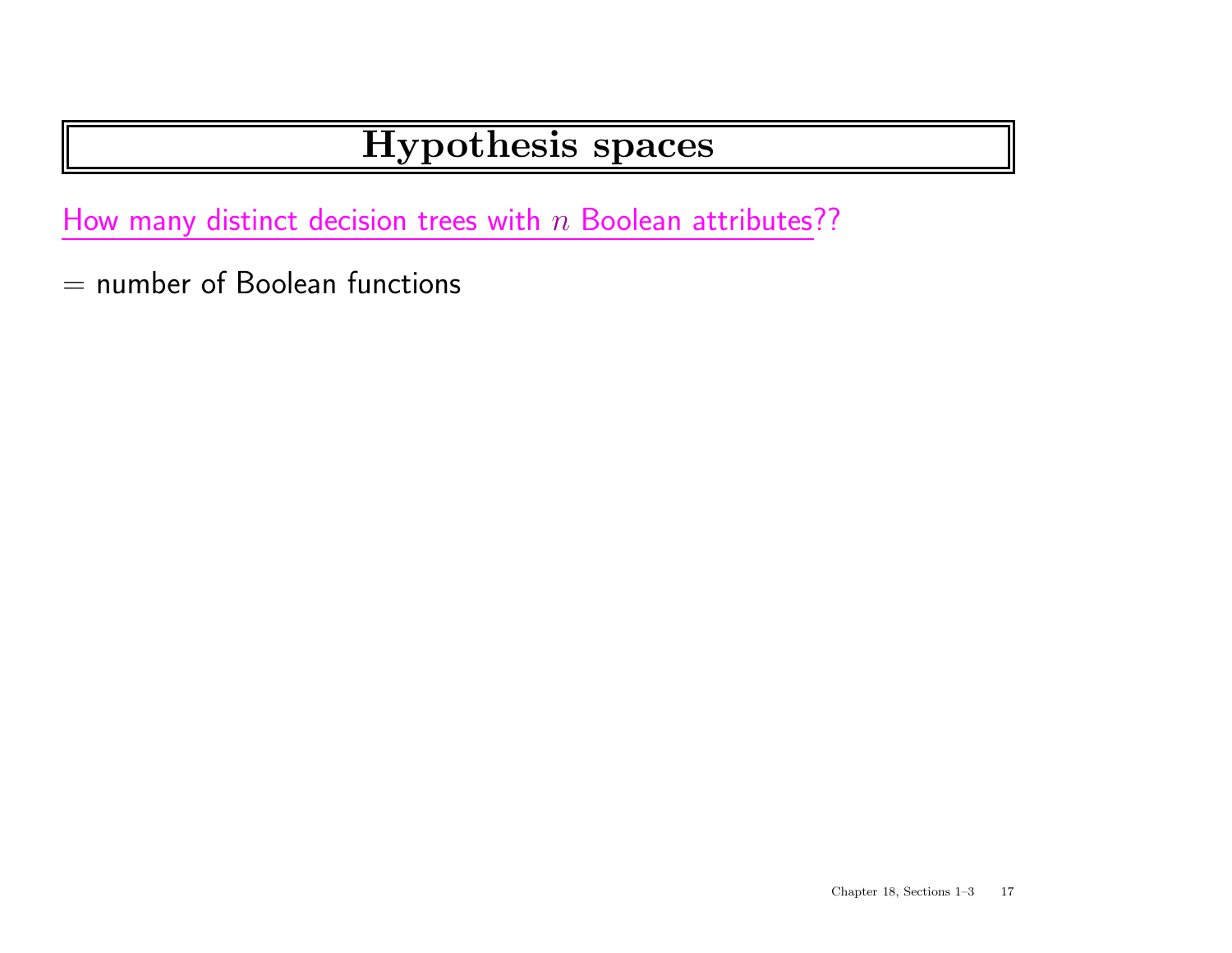# Hypothesis spaces

How many distinct decision trees with $n$ Boolean attributes??

= number of Boolean functions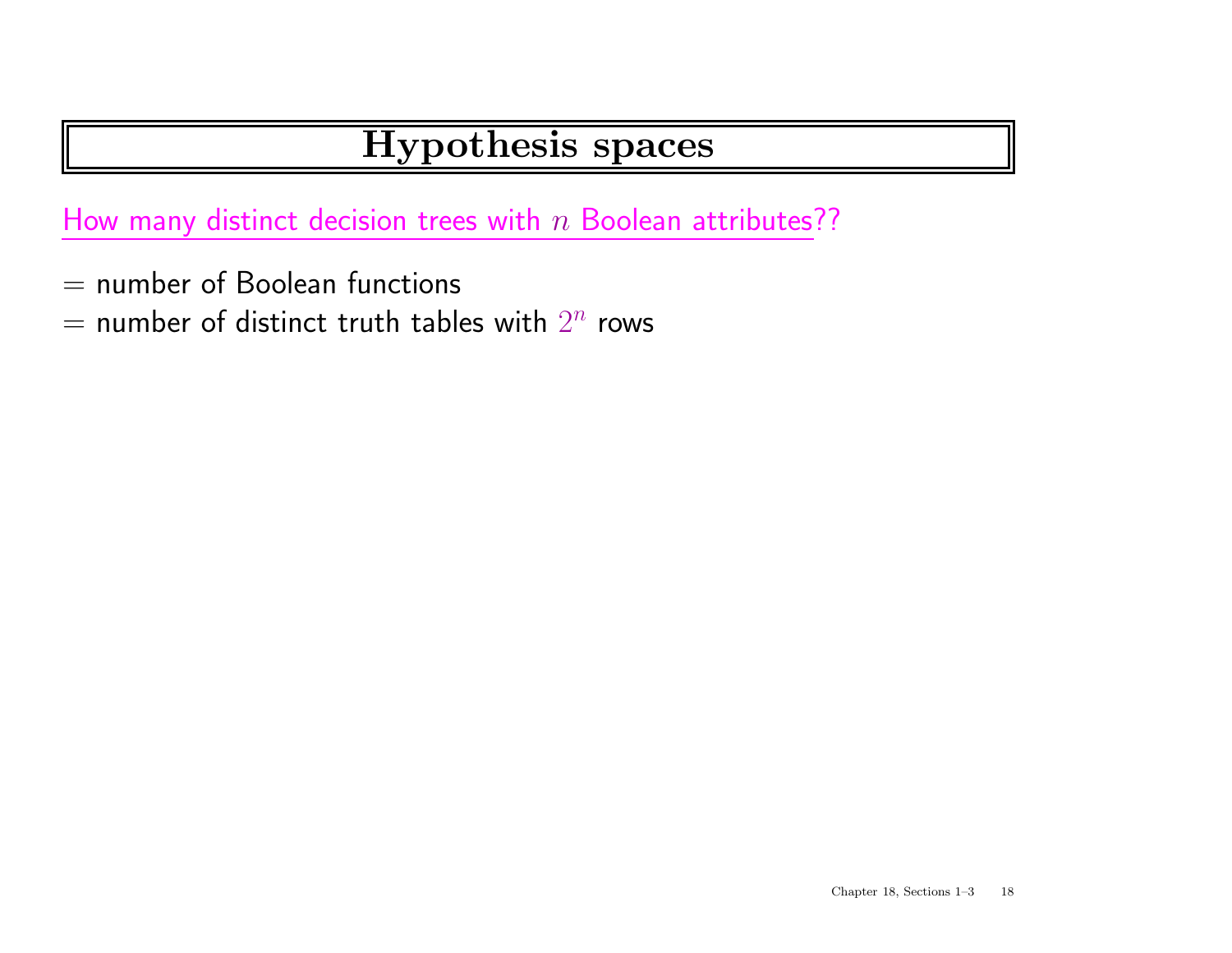# Hypothesis spaces

How many distinct decision trees with $n$ Boolean attributes??

= number of Boolean functions
= number of distinct truth tables with $2^n$ rows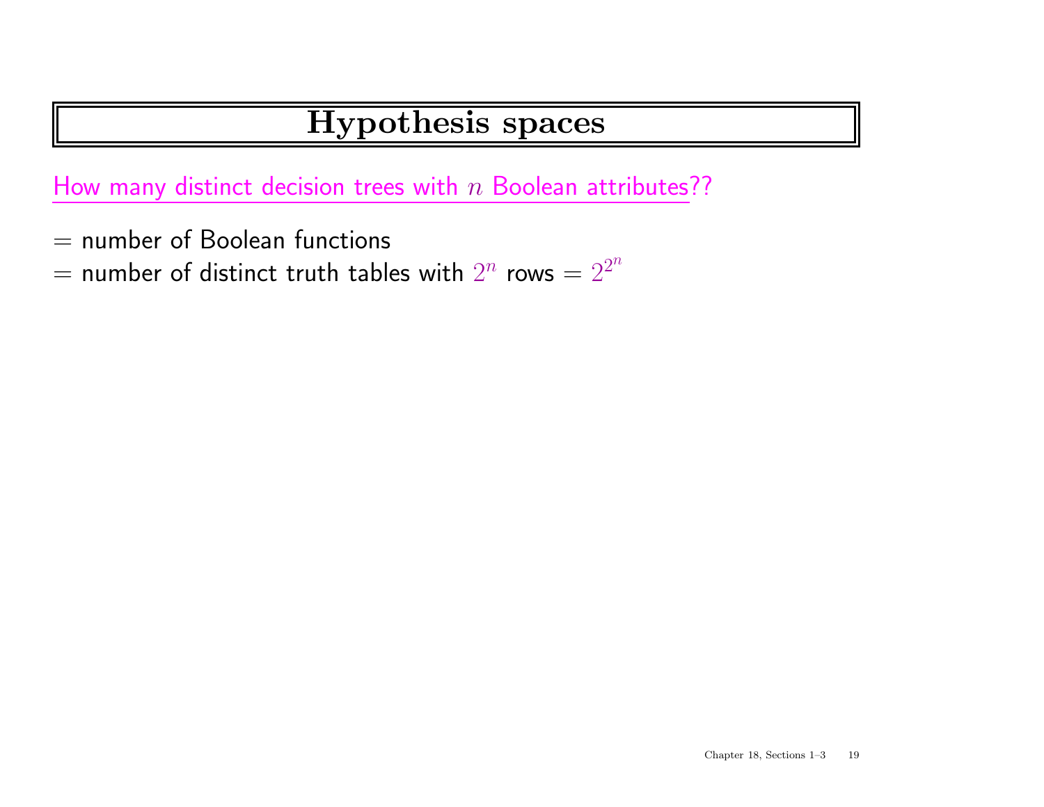# Hypothesis spaces

How many distinct decision trees with $n$ Boolean attributes??

$=$ number of Boolean functions
$=$ number of distinct truth tables with $2^n$ rows $= 2^{2^n}$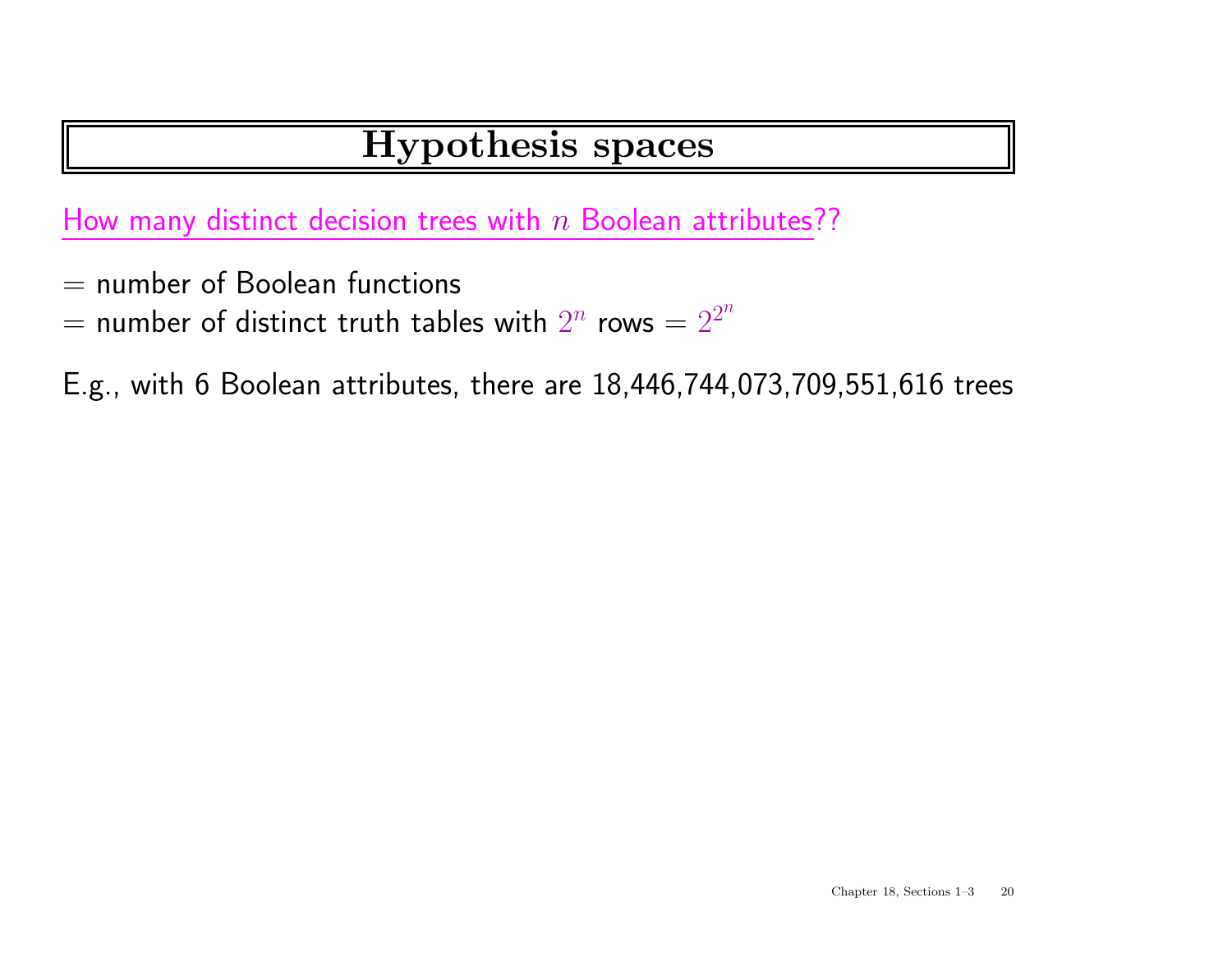# Hypothesis spaces

How many distinct decision trees with $n$ Boolean attributes??

= number of Boolean functions
= number of distinct truth tables with $2^n$ rows = $2^{2^n}$

E.g., with 6 Boolean attributes, there are 18,446,744,073,709,551,616 trees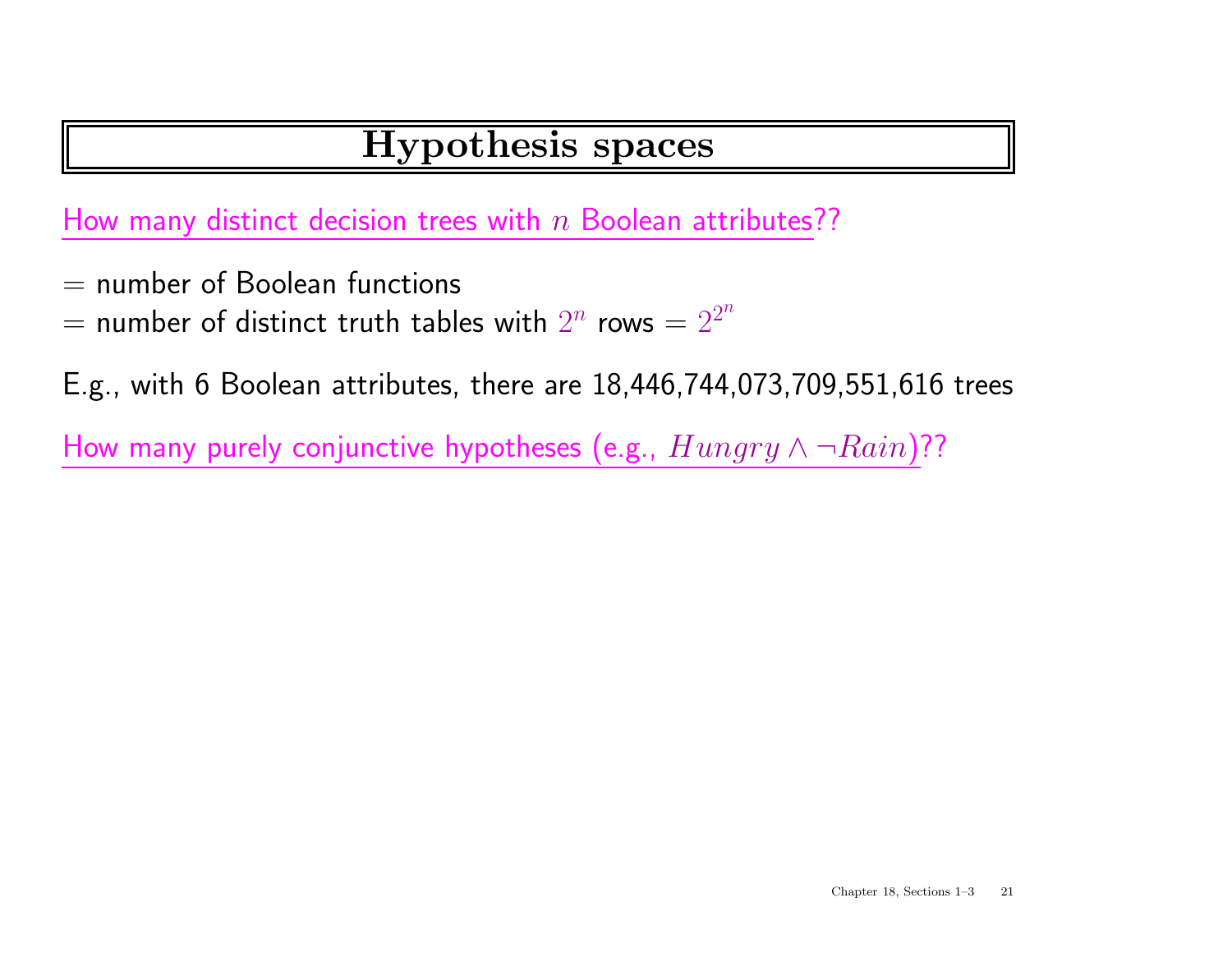# Hypothesis spaces

How many distinct decision trees with $n$ Boolean attributes??

= number of Boolean functions
= number of distinct truth tables with $2^n$ rows = $2^{2^n}$

E.g., with 6 Boolean attributes, there are 18,446,744,073,709,551,616 trees

How many purely conjunctive hypotheses (e.g., $Hungry \land \neg Rain$)??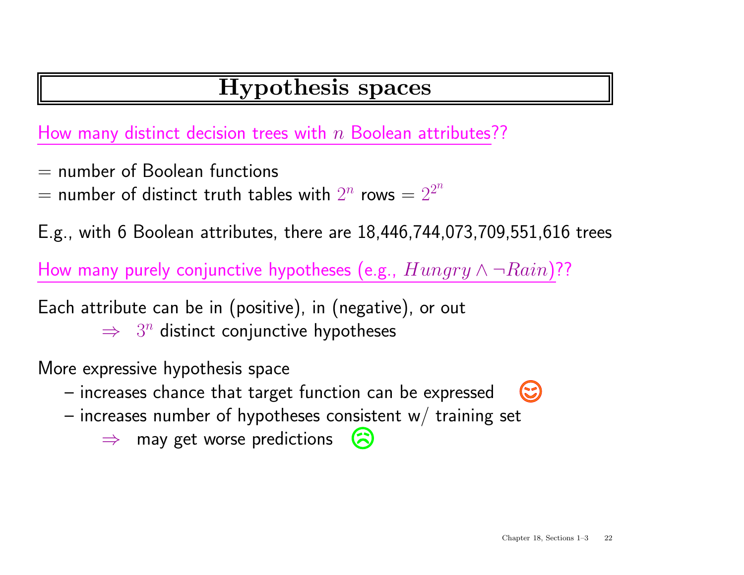# Hypothesis spaces

How many distinct decision trees with $n$ Boolean attributes??

= number of Boolean functions
= number of distinct truth tables with $2^n$ rows = $2^{2^n}$

E.g., with 6 Boolean attributes, there are 18,446,744,073,709,551,616 trees

How many purely conjunctive hypotheses (e.g., $Hungry \land \neg Rain$)??

Each attribute can be in (positive), in (negative), or out
 $\Rightarrow$ $3^n$ distinct conjunctive hypotheses

More expressive hypothesis space
- increases chance that target function can be expressed
- increases number of hypotheses consistent w/ training set
 $\Rightarrow$ may get worse predictions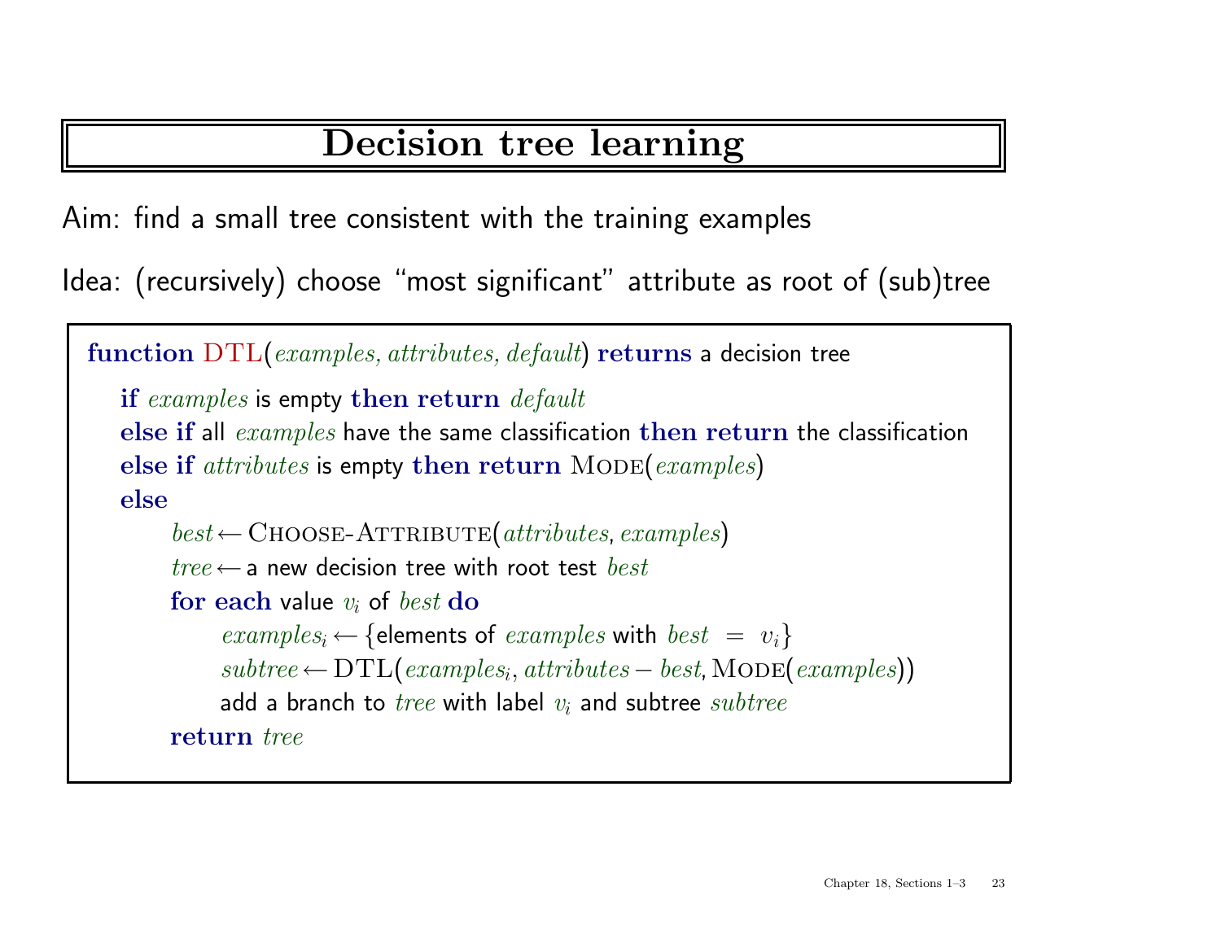# Decision tree learning

Aim: find a small tree consistent with the training examples

Idea: (recursively) choose "most significant" attribute as root of (sub)tree

```
function DTL(examples, attributes, default) returns a decision tree
   if examples is empty then return default
   else if all examples have the same classification then return the classification
   else if attributes is empty then return MODE(examples)
   else
        best ← CHOOSE-ATTRIBUTE(attributes, examples)
        tree ← a new decision tree with root test best
        for each value v_i of best do
             examples_i ← {elements of examples with best = v_i}
             subtree ← DTL(examples_i, attributes − best, MODE(examples))
             add a branch to tree with label v_i and subtree subtree
        return tree
```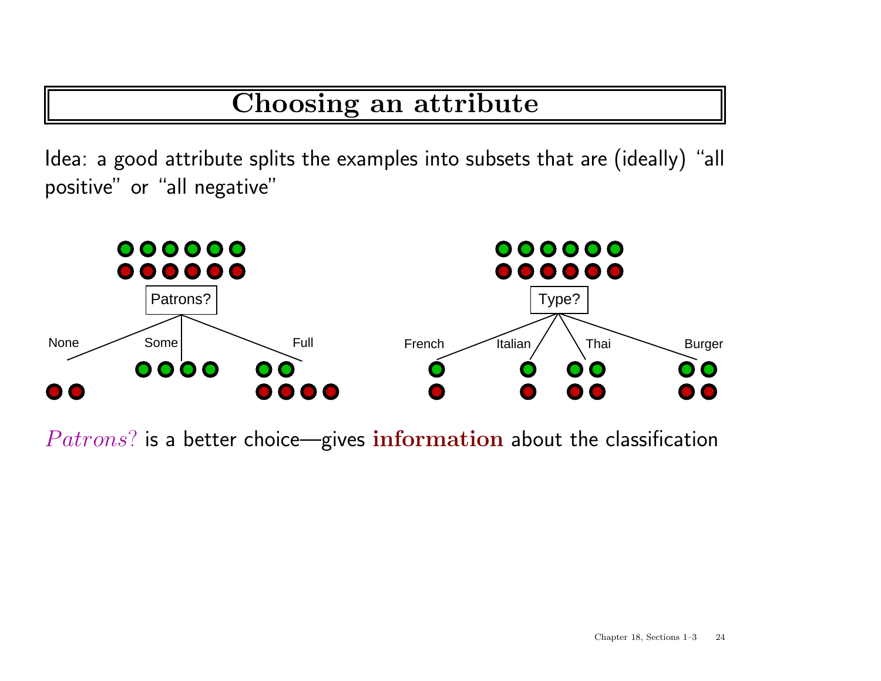# Choosing an attribute

Idea: a good attribute splits the examples into subsets that are (ideally) "all positive" or "all negative"

Patrons?

None — Some — Full

Type?

French — Italian — Thai — Burger

*Patrons?* is a better choice—gives **information** about the classification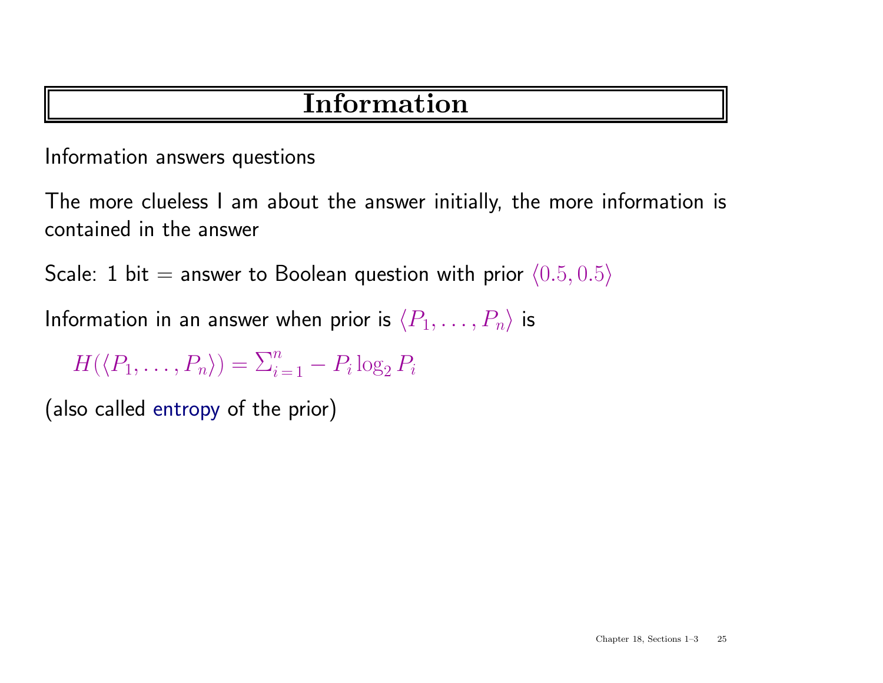# Information

Information answers questions

The more clueless I am about the answer initially, the more information is contained in the answer

Scale: 1 bit = answer to Boolean question with prior $\langle 0.5, 0.5 \rangle$

Information in an answer when prior is $\langle P_1, \ldots, P_n \rangle$ is

$$H(\langle P_1, \ldots, P_n \rangle) = \Sigma_{i=1}^{n} - P_i \log_2 P_i$$

(also called entropy of the prior)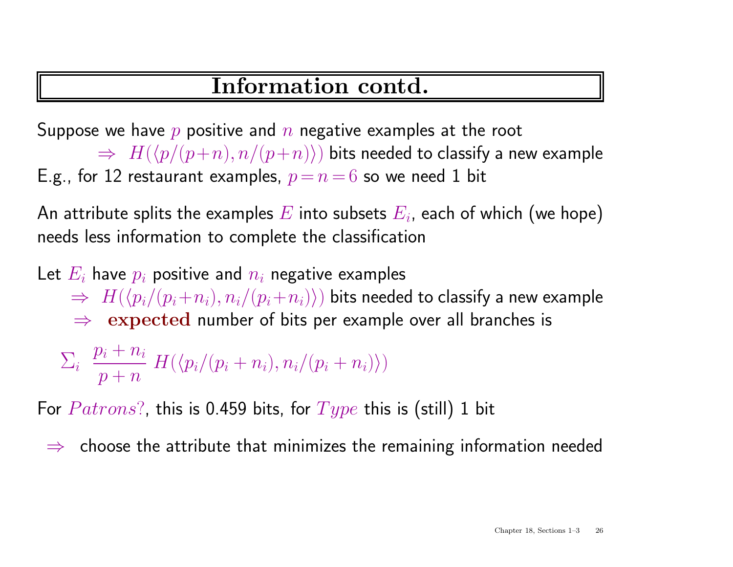# Information contd.

Suppose we have $p$ positive and $n$ negative examples at the root

$\Rightarrow$ $H(\langle p/(p+n), n/(p+n)\rangle)$ bits needed to classify a new example

E.g., for 12 restaurant examples, $p = n = 6$ so we need 1 bit

An attribute splits the examples $E$ into subsets $E_i$, each of which (we hope) needs less information to complete the classification

Let $E_i$ have $p_i$ positive and $n_i$ negative examples

$\Rightarrow$ $H(\langle p_i/(p_i+n_i), n_i/(p_i+n_i)\rangle)$ bits needed to classify a new example

$\Rightarrow$ **expected** number of bits per example over all branches is

$$\Sigma_i \; \frac{p_i + n_i}{p + n} \; H(\langle p_i/(p_i + n_i), n_i/(p_i + n_i)\rangle)$$

For $Patrons?$, this is 0.459 bits, for $Type$ this is (still) 1 bit

$\Rightarrow$ choose the attribute that minimizes the remaining information needed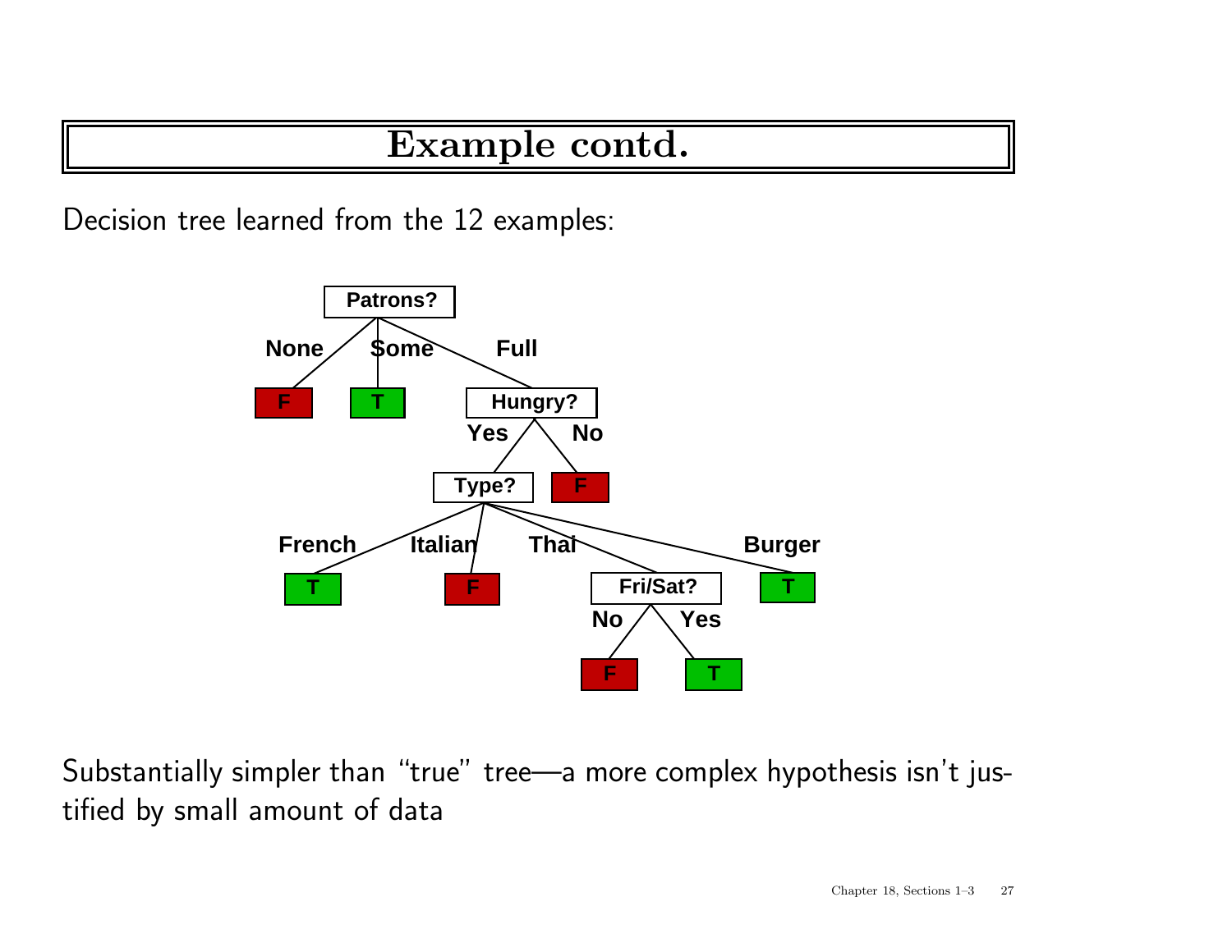# Example contd.

Decision tree learned from the 12 examples:

```
Patrons?
├── None → F
├── Some → T
└── Full → Hungry?
    ├── Yes → Type?
    │   ├── French → T
    │   ├── Italian → F
    │   ├── Thai → Fri/Sat?
    │   │   ├── No → F
    │   │   └── Yes → T
    │   └── Burger → T
    └── No → F
```

Substantially simpler than "true" tree—a more complex hypothesis isn't justified by small amount of data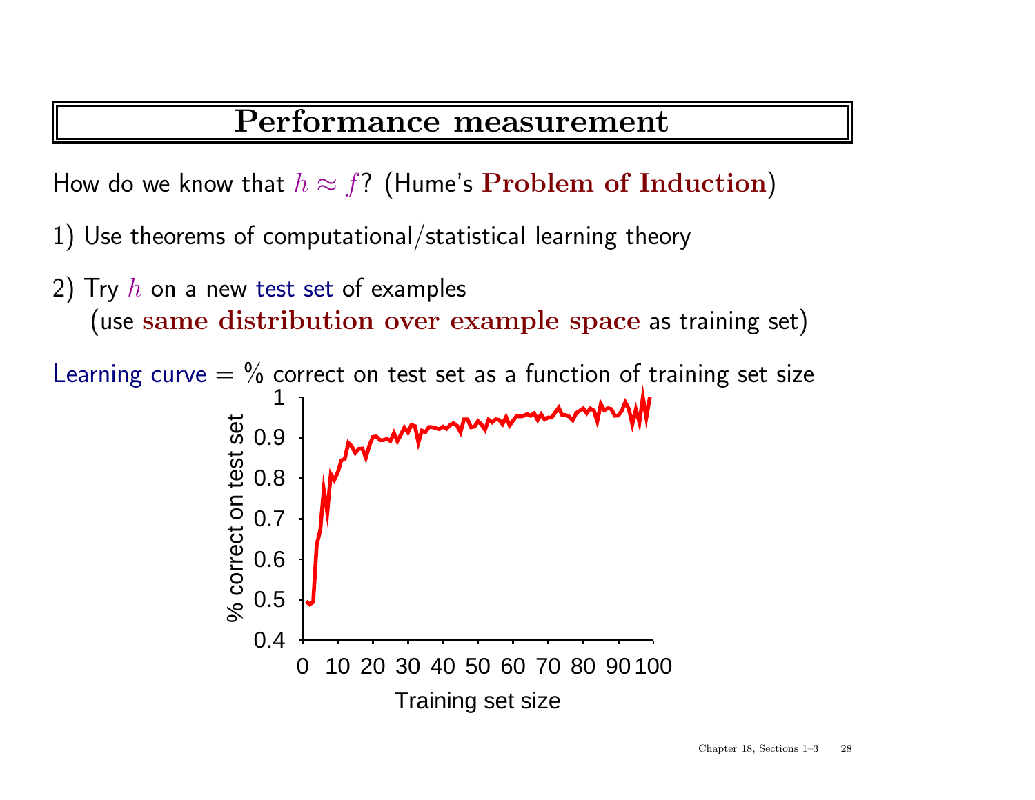# Performance measurement

How do we know that $h \approx f$? (Hume's **Problem of Induction**)

1) Use theorems of computational/statistical learning theory

2) Try $h$ on a new test set of examples
   (use **same distribution over example space** as training set)

Learning curve = % correct on test set as a function of training set size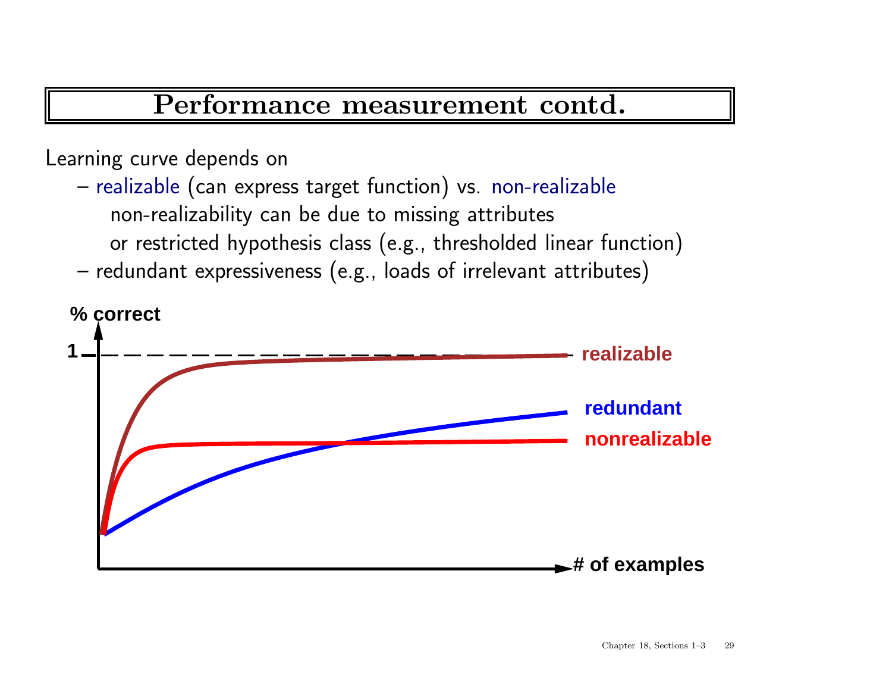# Performance measurement contd.

Learning curve depends on

- realizable (can express target function) vs. non-realizable
  non-realizability can be due to missing attributes
  or restricted hypothesis class (e.g., thresholded linear function)
- redundant expressiveness (e.g., loads of irrelevant attributes)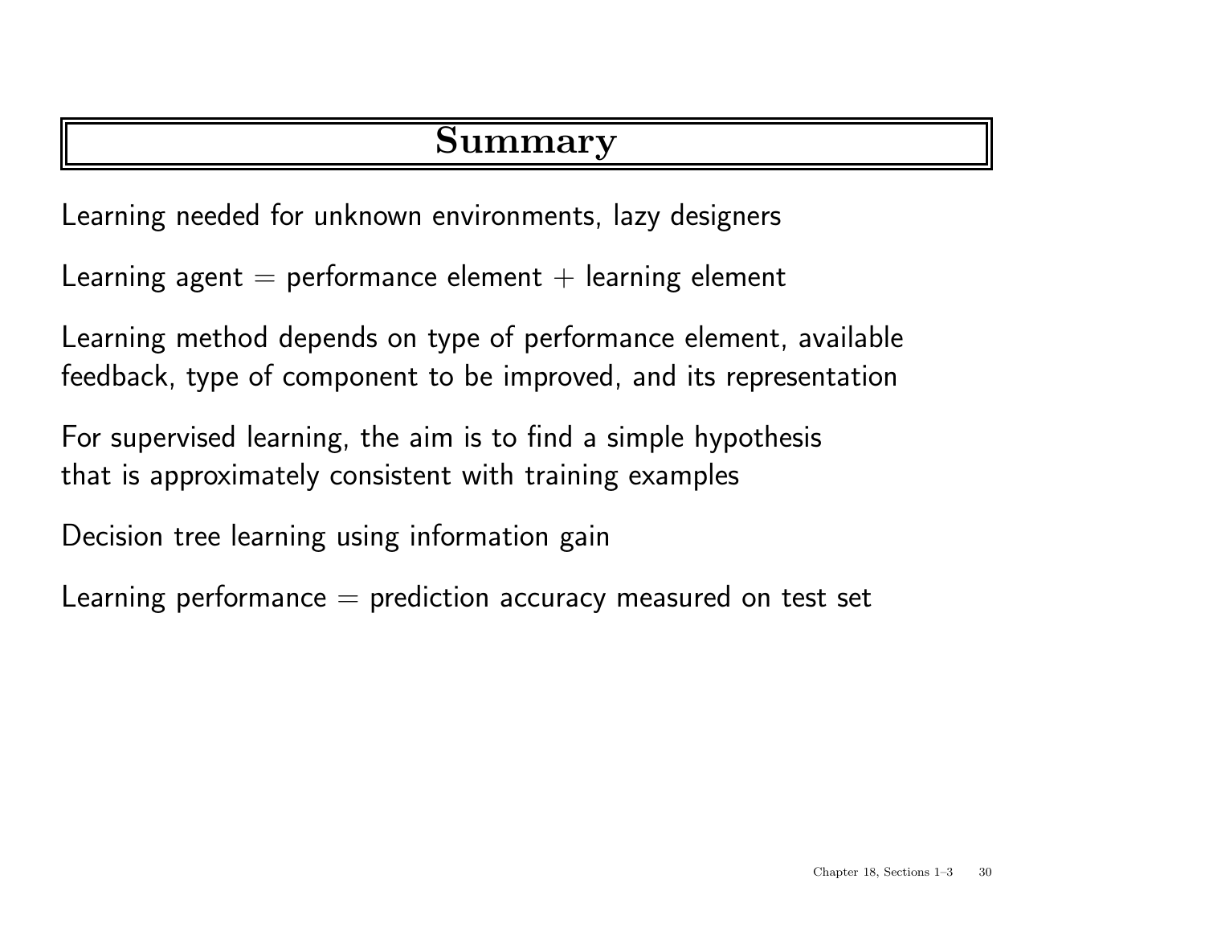# Summary

Learning needed for unknown environments, lazy designers

Learning agent = performance element + learning element

Learning method depends on type of performance element, available feedback, type of component to be improved, and its representation

For supervised learning, the aim is to find a simple hypothesis that is approximately consistent with training examples

Decision tree learning using information gain

Learning performance = prediction accuracy measured on test set